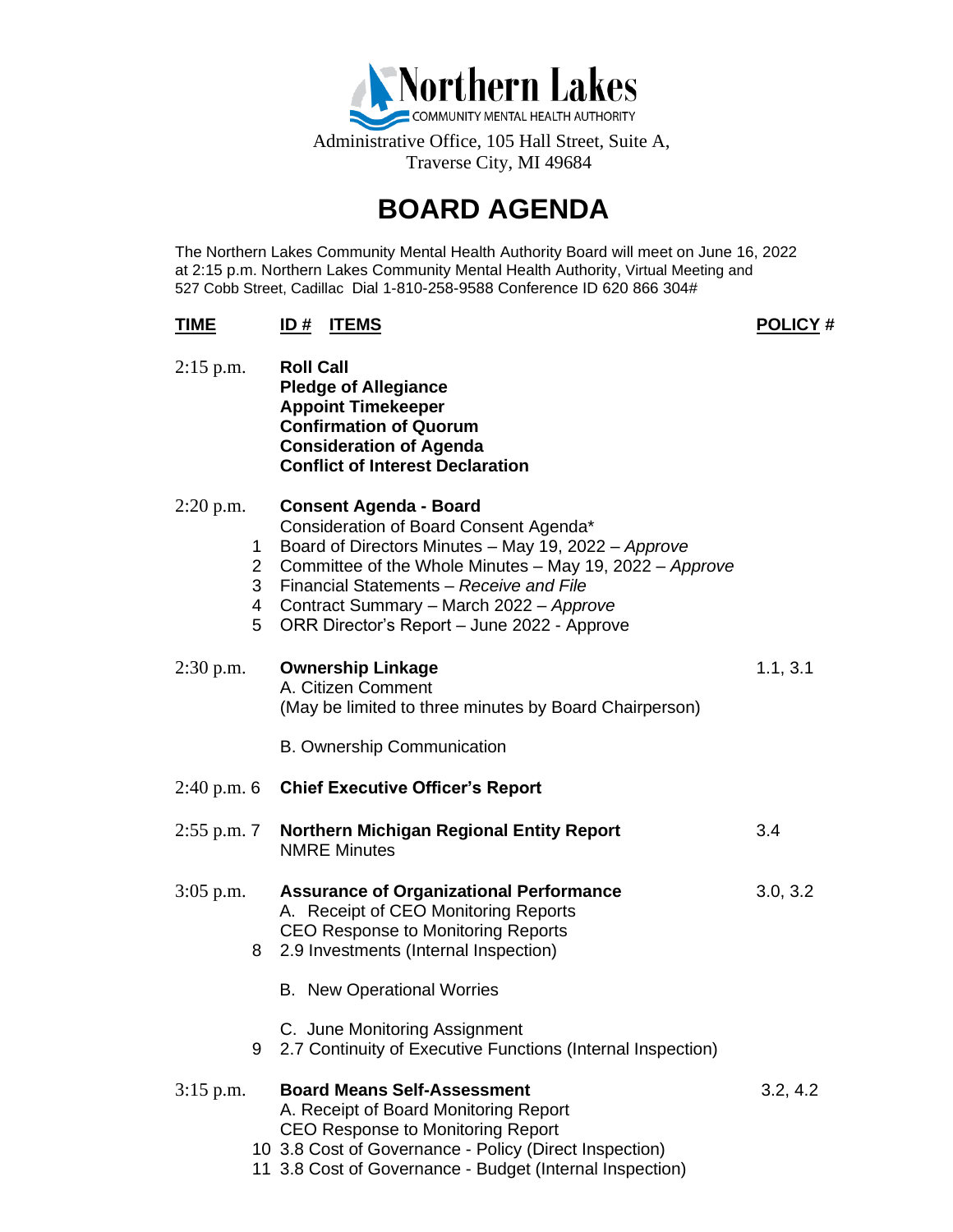Northern Lakes
COMMUNITY MENTAL HEALTH AUTHORITY

Administrative Office, 105 Hall Street, Suite A,
Traverse City, MI 49684

# BOARD AGENDA

The Northern Lakes Community Mental Health Authority Board will meet on June 16, 2022 at 2:15 p.m. Northern Lakes Community Mental Health Authority, Virtual Meeting and 527 Cobb Street, Cadillac Dial 1-810-258-9588 Conference ID 620 866 304#

| TIME | ID # | ITEMS | POLICY # |
|---|---|---|---|
| 2:15 p.m. | | **Roll Call**<br>**Pledge of Allegiance**<br>**Appoint Timekeeper**<br>**Confirmation of Quorum**<br>**Consideration of Agenda**<br>**Conflict of Interest Declaration** | |
| 2:20 p.m. | | **Consent Agenda - Board**<br>Consideration of Board Consent Agenda* | |
| | 1 | Board of Directors Minutes – May 19, 2022 – *Approve* | |
| | 2 | Committee of the Whole Minutes – May 19, 2022 – *Approve* | |
| | 3 | Financial Statements – *Receive and File* | |
| | 4 | Contract Summary – March 2022 – *Approve* | |
| | 5 | ORR Director's Report – June 2022 - Approve | |
| 2:30 p.m. | | **Ownership Linkage**<br>A. Citizen Comment<br>(May be limited to three minutes by Board Chairperson)<br><br>B. Ownership Communication | 1.1, 3.1 |
| 2:40 p.m. | 6 | **Chief Executive Officer's Report** | |
| 2:55 p.m. | 7 | **Northern Michigan Regional Entity Report**<br>NMRE Minutes | 3.4 |
| 3:05 p.m. | | **Assurance of Organizational Performance**<br>A. Receipt of CEO Monitoring Reports<br>CEO Response to Monitoring Reports | 3.0, 3.2 |
| | 8 | 2.9 Investments (Internal Inspection) | |
| | | B. New Operational Worries | |
| | | C. June Monitoring Assignment | |
| | 9 | 2.7 Continuity of Executive Functions (Internal Inspection) | |
| 3:15 p.m. | | **Board Means Self-Assessment**<br>A. Receipt of Board Monitoring Report<br>CEO Response to Monitoring Report | 3.2, 4.2 |
| | 10 | 3.8 Cost of Governance - Policy (Direct Inspection) | |
| | 11 | 3.8 Cost of Governance - Budget (Internal Inspection) | |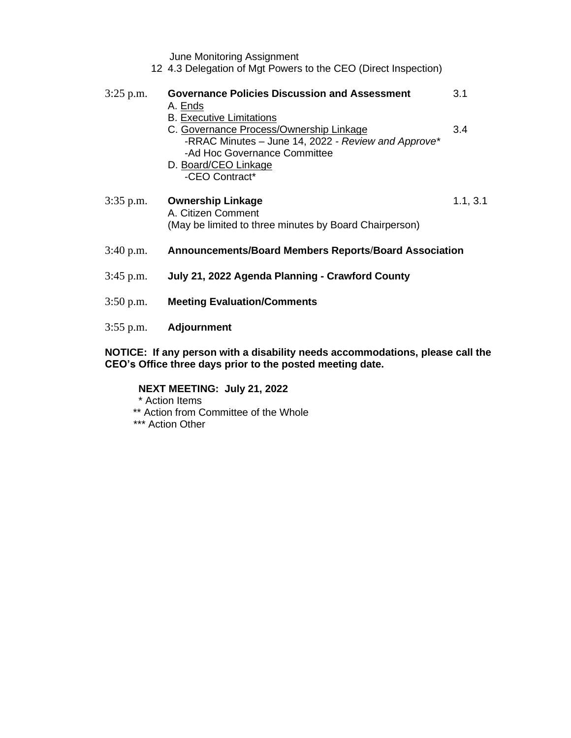June Monitoring Assignment
12 4.3 Delegation of Mgt Powers to the CEO (Direct Inspection)

| | | |
|---|---|---|
| 3:25 p.m. | **Governance Policies Discussion and Assessment** | 3.1 |
| | A. Ends | |
| | B. Executive Limitations | |
| | C. Governance Process/Ownership Linkage | 3.4 |
| | -RRAC Minutes – June 14, 2022 - *Review and Approve** | |
| | -Ad Hoc Governance Committee | |
| | D. Board/CEO Linkage | |
| | -CEO Contract* | |
| 3:35 p.m. | **Ownership Linkage** | 1.1, 3.1 |
| | A. Citizen Comment | |
| | (May be limited to three minutes by Board Chairperson) | |
| 3:40 p.m. | **Announcements/Board Members Reports/Board Association** | |
| 3:45 p.m. | **July 21, 2022 Agenda Planning - Crawford County** | |
| 3:50 p.m. | **Meeting Evaluation/Comments** | |
| 3:55 p.m. | **Adjournment** | |

**NOTICE: If any person with a disability needs accommodations, please call the CEO's Office three days prior to the posted meeting date.**

**NEXT MEETING: July 21, 2022**

\* Action Items
\** Action from Committee of the Whole
\*** Action Other